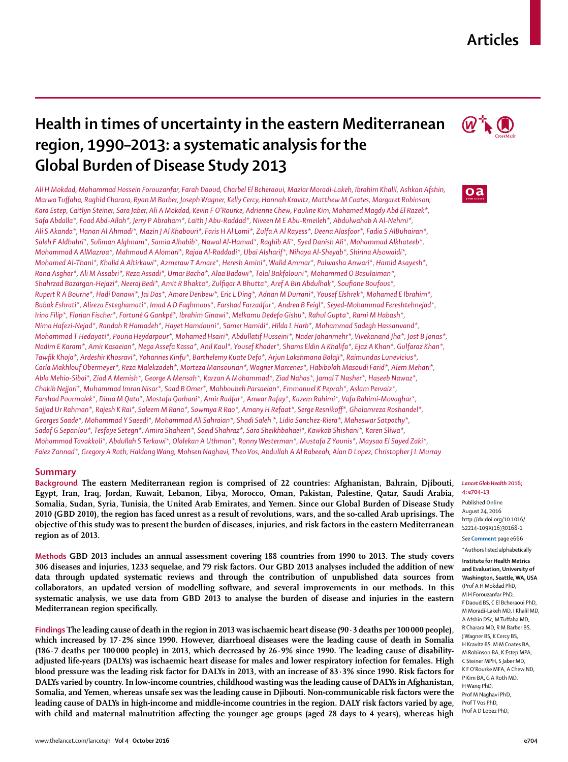# Health in times of uncertainty in the eastern Mediterranean region, 1990–2013: a systematic analysis for the Global Burden of Disease Study 2013

*Ali H Mokdad, Mohammad Hossein Forouzanfar, Farah Daoud, Charbel El Bcheraoui, Maziar Moradi-Lakeh, Ibrahim Khalil, Ashkan Afshin, Marwa Tuffaha, Raghid Charara, Ryan M Barber, Joseph Wagner, Kelly Cercy, Hannah Kravitz, Matthew M Coates, Margaret Robinson, Kara Estep, Caitlyn Steiner, Sara Jaber, Ali A Mokdad, Kevin F O'Rourke, Adrienne Chew, Pauline Kim, Mohamed Magdy Abd El Razek\*, Safa Abdalla\*, Foad Abd-Allah\*, Jerry P Abraham\*, Laith J Abu-Raddad\*, Niveen M E Abu-Rmeileh\*, Abdulwahab A Al-Nehmi\*, Ali S Akanda\*, Hanan Al Ahmadi\*, Mazin J Al Khabouri\*, Faris H Al Lami\*, Zulfa A Al Rayess\*, Deena Alasfoor\*, Fadia S AlBuhairan\*, Saleh F Aldhahri\*, Suliman Alghnam\*, Samia Alhabib\*, Nawal Al-Hamad\*, Raghib Ali\*, Syed Danish Ali\*, Mohammad Alkhateeb\*, Mohammad A AlMazroa\*, Mahmoud A Alomari\*, Rajaa Al-Raddadi\*, Ubai Alsharif\*, Nihaya Al-Sheyab\*, Shirina Alsowaidi\*, Mohamed Al-Thani\*, Khalid A Altirkawi\*, Azmeraw T Amare\*, Heresh Amini\*, Walid Ammar\*, Palwasha Anwari\*, Hamid Asayesh\*, Rana Asghar\*, Ali M Assabri\*, Reza Assadi\*, Umar Bacha\*, Alaa Badawi\*, Talal Bakfalouni\*, Mohammed O Basulaiman\*, Shahrzad Bazargan-Hejazi\*, Neeraj Bedi\*, Amit R Bhakta\*, Zulfiqar A Bhutta\*, Aref A Bin Abdulhak\*, Soufiane Boufous\*, Rupert R A Bourne\*, Hadi Danawi\*, Jai Das\*, Amare Deribew\*, Eric L Ding\*, Adnan M Durrani\*, Yousef Elshrek\*, Mohamed E Ibrahim\*, Babak Eshrati\*, Alireza Esteghamati\*, Imad A D Faghmous\*, Farshad Farzadfar\*, Andrea B Feigl\*, Seyed-Mohammad Fereshtehnejad\*, Irina Filip\*, Florian Fischer\*, Fortuné G Gankpé\*, Ibrahim Ginawi\*, Melkamu Dedefo Gishu\*, Rahul Gupta\*, Rami M Habash\*, Nima Hafezi-Nejad\*, Randah R Hamadeh\*, Hayet Hamdouni\*, Samer Hamidi\*, Hilda L Harb\*, Mohammad Sadegh Hassanvand\*, Mohammad T Hedayati\*, Pouria Heydarpour\*, Mohamed Hsairi\*, Abdullatif Husseini\*, Nader Jahanmehr\*, Vivekanand Jha\*, Jost B Jonas\*, Nadim E Karam\*, Amir Kasaeian\*, Nega Assefa Kassa\*, Anil Kaul\*, Yousef Khader\*, Shams Eldin A Khalifa\*, Ejaz A Khan\*, Gulfaraz Khan\*, Tawfik Khoja\*, Ardeshir Khosravi\*, Yohannes Kinfu\*, Barthelemy Kuate Defo\*, Arjun Lakshmana Balaji\*, Raimundas Lunevicius\*, Carla Makhlouf Obermeyer\*, Reza Malekzadeh\*, Morteza Mansourian\*, Wagner Marcenes\*, Habibolah Masoudi Farid\*, Alem Mehari\*, Abla Mehio-Sibai\*, Ziad A Memish\*, George A Mensah\*, Karzan A Mohammad\*, Ziad Nahas\*, Jamal T Nasher\*, Haseeb Nawaz\*, Chakib Nejjari\*, Muhammad Imran Nisar\*, Saad B Omer\*, Mahboubeh Parsaeian\*, Emmanuel K Peprah\*, Aslam Pervaiz\*, Farshad Pourmalek\*, Dima M Qato\*, Mostafa Qorbani\*, Amir Radfar\*, Anwar Rafay\*, Kazem Rahimi\*, Vafa Rahimi-Movaghar\*, Sajjad Ur Rahman\*, Rajesh K Rai\*, Saleem M Rana\*, Sowmya R Rao\*, Amany H Refaat\*, Serge Resnikoff\*, Gholamreza Roshandel\*, Georges Saade\*, Mohammad Y Saeedi\*, Mohammad Ali Sahraian\*, Shadi Saleh \*, Lidia Sanchez-Riera\*, Maheswar Satpathy\*, Sadaf G Sepanlou\*, Tesfaye Setegn\*, Amira Shaheen\*, Saeid Shahraz\*, Sara Sheikhbahaei\*, Kawkab Shishani\*, Karen Sliwa\*, Mohammad Tavakkoli\*, Abdullah S Terkawi\*, Olalekan A Uthman\*, Ronny Westerman\*, Mustafa Z Younis\*, Maysaa El Sayed Zaki\*, Faiez Zannad\*, Gregory A Roth, Haidong Wang, Mohsen Naghavi, Theo Vos, Abdullah A Al Rabeeah, Alan D Lopez, Christopher J L Murray*

*Lancet Glob Health* 2016; 4: e704–13

Published **Online** August 24, 2016 http://dx.doi.org/10.1016/S2214-109X(16)30168-1

See **Comment** page e666

\*Authors listed alphabetically

**Institute for Health Metrics and Evaluation, University of Washington, Seattle, WA, USA** (Prof A H Mokdad PhD, M H Forouzanfar PhD, F Daoud BS, C El Bcheraoui PhD, M Moradi-Lakeh MD, I Khalil MD, A Afshin DSc, M Tuffaha MD, R Charara MD, R M Barber BS, J Wagner BS, K Cercy BS, H Kravitz BS, M M Coates BA, M Robinson BA, K Estep MPA, C Steiner MPH, S Jaber MD, K F O'Rourke MFA, A Chew ND, P Kim BA, G A Roth MD, H Wang PhD, Prof M Naghavi PhD, Prof T Vos PhD, Prof A D Lopez PhD,

## Summary

**Background** The eastern Mediterranean region is comprised of 22 countries: Afghanistan, Bahrain, Djibouti, Egypt, Iran, Iraq, Jordan, Kuwait, Lebanon, Libya, Morocco, Oman, Pakistan, Palestine, Qatar, Saudi Arabia, Somalia, Sudan, Syria, Tunisia, the United Arab Emirates, and Yemen. Since our Global Burden of Disease Study 2010 (GBD 2010), the region has faced unrest as a result of revolutions, wars, and the so-called Arab uprisings. The objective of this study was to present the burden of diseases, injuries, and risk factors in the eastern Mediterranean region as of 2013.

**Methods** GBD 2013 includes an annual assessment covering 188 countries from 1990 to 2013. The study covers 306 diseases and injuries, 1233 sequelae, and 79 risk factors. Our GBD 2013 analyses included the addition of new data through updated systematic reviews and through the contribution of unpublished data sources from collaborators, an updated version of modelling software, and several improvements in our methods. In this systematic analysis, we use data from GBD 2013 to analyse the burden of disease and injuries in the eastern Mediterranean region specifically.

**Findings** The leading cause of death in the region in 2013 was ischaemic heart disease (90·3 deaths per 100 000 people), which increased by 17·2% since 1990. However, diarrhoeal diseases were the leading cause of death in Somalia (186·7 deaths per 100 000 people) in 2013, which decreased by 26·9% since 1990. The leading cause of disability-adjusted life-years (DALYs) was ischaemic heart disease for males and lower respiratory infection for females. High blood pressure was the leading risk factor for DALYs in 2013, with an increase of 83·3% since 1990. Risk factors for DALYs varied by country. In low-income countries, childhood wasting was the leading cause of DALYs in Afghanistan, Somalia, and Yemen, whereas unsafe sex was the leading cause in Djibouti. Non-communicable risk factors were the leading cause of DALYs in high-income and middle-income countries in the region. DALY risk factors varied by age, with child and maternal malnutrition affecting the younger age groups (aged 28 days to 4 years), whereas high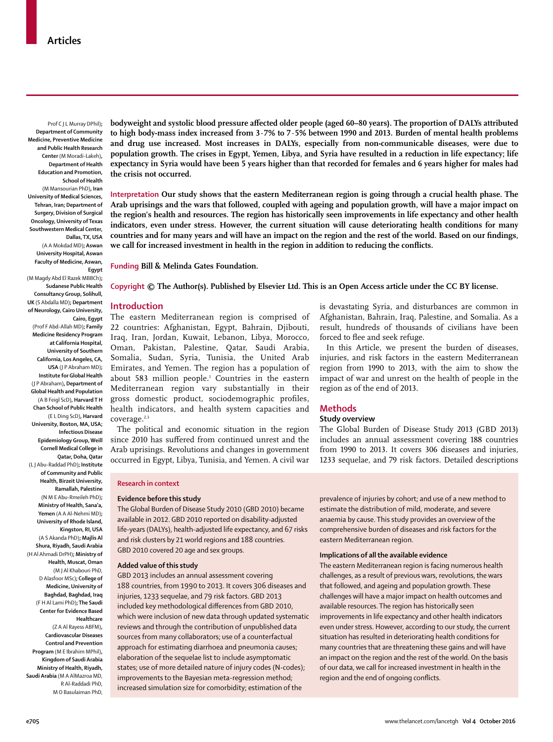Prof C J L Murray DPhil); **Department of Community Medicine, Preventive Medicine and Public Health Research Center** (M Moradi-Lakeh), **Department of Health Education and Promotion, School of Health** (M Mansournian PhD), **Iran University of Medical Sciences, Tehran, Iran; Department of Surgery, Division of Surgical Oncology, University of Texas Southwestern Medical Center, Dallas, TX, USA** (A A Mokdad MD); **Aswan University Hospital, Aswan Faculty of Medicine, Aswan, Egypt** (M Magdy Abd El Razek MBBCh); **Sudanese Public Health Consultancy Group, Solihull, UK** (S Abdalla MD); **Department of Neurology, Cairo University, Cairo, Egypt** (Prof F Abd-Allah MD); **Family Medicine Residency Program at California Hospital, University of Southern California, Los Angeles, CA, USA** (J P Abraham MD); **Institute for Global Health** (J P Abraham), **Department of Global Health and Population** (A B Feigl ScD), **Harvard T H Chan School of Public Health** (E L Ding ScD), **Harvard University, Boston, MA, USA; Infectious Disease Epidemiology Group, Weill Cornell Medical College in Qatar, Doha, Qatar** (L J Abu-Raddad PhD); **Institute of Community and Public Health, Birzeit University, Ramallah, Palestine** (N M E Abu-Rmeileh PhD); **Ministry of Health, Sana'a, Yemen** (A A Al-Nehmi MD); **University of Rhode Island, Kingston, RI, USA** (A S Akanda PhD); **Majlis Al Shura, Riyadh, Saudi Arabia** (H Al Ahmadi DrPH); **Ministry of Health, Muscat, Oman** (M J Al Khabouri PhD, D Alasfoor MSc); **College of Medicine, University of Baghdad, Baghdad, Iraq** (F H Al Lami PhD); **The Saudi Center for Evidence Based Healthcare** (Z A Al Rayess ABFM), **Cardiovascular Diseases Control and Prevention Program** (M E Ibrahim MPhil), **Kingdom of Saudi Arabia Ministry of Health, Riyadh, Saudi Arabia** (M A AlMazroa MD, R Al-Raddadi PhD, M O Basulaiman PhD,

**bodyweight and systolic blood pressure affected older people (aged 60–80 years). The proportion of DALYs attributed to high body-mass index increased from 3·7% to 7·5% between 1990 and 2013. Burden of mental health problems and drug use increased. Most increases in DALYs, especially from non-communicable diseases, were due to population growth. The crises in Egypt, Yemen, Libya, and Syria have resulted in a reduction in life expectancy; life expectancy in Syria would have been 5 years higher than that recorded for females and 6 years higher for males had the crisis not occurred.**

**Interpretation Our study shows that the eastern Mediterranean region is going through a crucial health phase. The Arab uprisings and the wars that followed, coupled with ageing and population growth, will have a major impact on the region's health and resources. The region has historically seen improvements in life expectancy and other health indicators, even under stress. However, the current situation will cause deteriorating health conditions for many countries and for many years and will have an impact on the region and the rest of the world. Based on our findings, we call for increased investment in health in the region in addition to reducing the conflicts.**

**Funding Bill & Melinda Gates Foundation.**

**Copyright © The Author(s). Published by Elsevier Ltd. This is an Open Access article under the CC BY license.**

## Introduction

The eastern Mediterranean region is comprised of 22 countries: Afghanistan, Egypt, Bahrain, Djibouti, Iraq, Iran, Jordan, Kuwait, Lebanon, Libya, Morocco, Oman, Pakistan, Palestine, Qatar, Saudi Arabia, Somalia, Sudan, Syria, Tunisia, the United Arab Emirates, and Yemen. The region has a population of about 583 million people.[1] Countries in the eastern Mediterranean region vary substantially in their gross domestic product, sociodemographic profiles, health indicators, and health system capacities and coverage.[2,3]

The political and economic situation in the region since 2010 has suffered from continued unrest and the Arab uprisings. Revolutions and changes in government occurred in Egypt, Libya, Tunisia, and Yemen. A civil war is devastating Syria, and disturbances are common in Afghanistan, Bahrain, Iraq, Palestine, and Somalia. As a result, hundreds of thousands of civilians have been forced to flee and seek refuge.

In this Article, we present the burden of diseases, injuries, and risk factors in the eastern Mediterranean region from 1990 to 2013, with the aim to show the impact of war and unrest on the health of people in the region as of the end of 2013.

## Methods

### Study overview

The Global Burden of Disease Study 2013 (GBD 2013) includes an annual assessment covering 188 countries from 1990 to 2013. It covers 306 diseases and injuries, 1233 sequelae, and 79 risk factors. Detailed descriptions

### Research in context

**Evidence before this study**

The Global Burden of Disease Study 2010 (GBD 2010) became available in 2012. GBD 2010 reported on disability-adjusted life-years (DALYs), health-adjusted life expectancy, and 67 risks and risk clusters by 21 world regions and 188 countries. GBD 2010 covered 20 age and sex groups.

**Added value of this study**

GBD 2013 includes an annual assessment covering 188 countries, from 1990 to 2013. It covers 306 diseases and injuries, 1233 sequelae, and 79 risk factors. GBD 2013 included key methodological differences from GBD 2010, which were inclusion of new data through updated systematic reviews and through the contribution of unpublished data sources from many collaborators; use of a counterfactual approach for estimating diarrhoea and pneumonia causes; elaboration of the sequelae list to include asymptomatic states; use of more detailed nature of injury codes (N-codes); improvements to the Bayesian meta-regression method; increased simulation size for comorbidity; estimation of the prevalence of injuries by cohort; and use of a new method to estimate the distribution of mild, moderate, and severe anaemia by cause. This study provides an overview of the comprehensive burden of diseases and risk factors for the eastern Mediterranean region.

**Implications of all the available evidence**

The eastern Mediterranean region is facing numerous health challenges, as a result of previous wars, revolutions, the wars that followed, and ageing and population growth. These challenges will have a major impact on health outcomes and available resources. The region has historically seen improvements in life expectancy and other health indicators even under stress. However, according to our study, the current situation has resulted in deteriorating health conditions for many countries that are threatening these gains and will have an impact on the region and the rest of the world. On the basis of our data, we call for increased investment in health in the region and the end of ongoing conflicts.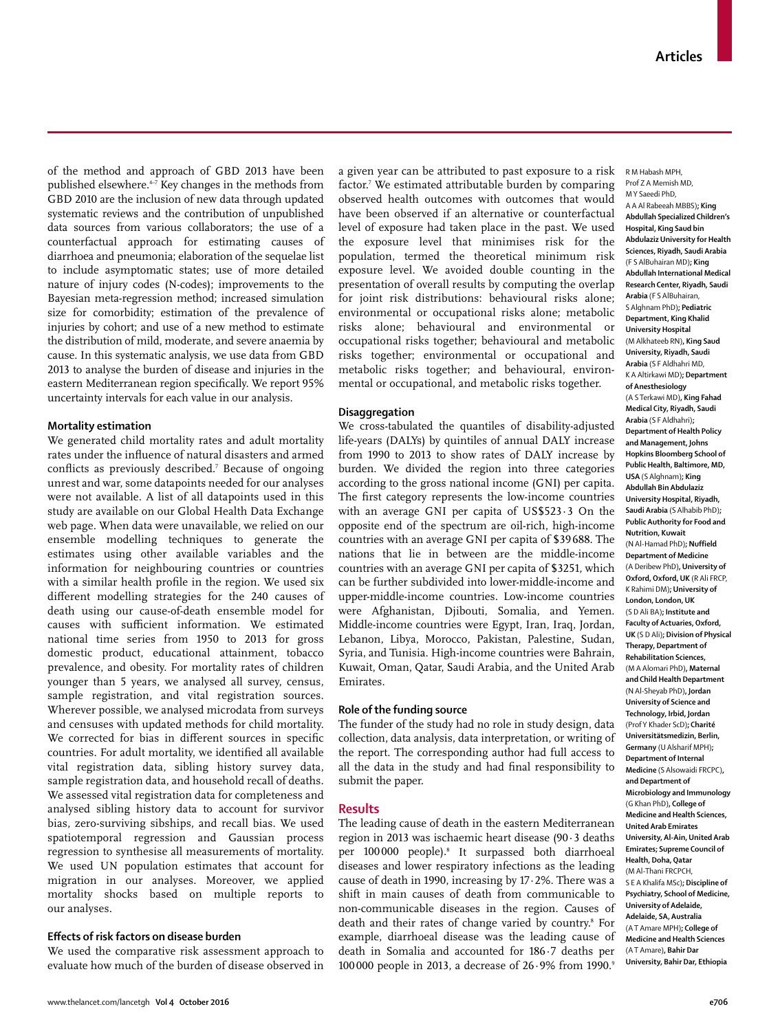of the method and approach of GBD 2013 have been published elsewhere.[4–7] Key changes in the methods from GBD 2010 are the inclusion of new data through updated systematic reviews and the contribution of unpublished data sources from various collaborators; the use of a counterfactual approach for estimating causes of diarrhoea and pneumonia; elaboration of the sequelae list to include asymptomatic states; use of more detailed nature of injury codes (N-codes); improvements to the Bayesian meta-regression method; increased simulation size for comorbidity; estimation of the prevalence of injuries by cohort; and use of a new method to estimate the distribution of mild, moderate, and severe anaemia by cause. In this systematic analysis, we use data from GBD 2013 to analyse the burden of disease and injuries in the eastern Mediterranean region specifically. We report 95% uncertainty intervals for each value in our analysis.

### Mortality estimation

We generated child mortality rates and adult mortality rates under the influence of natural disasters and armed conflicts as previously described.[7] Because of ongoing unrest and war, some datapoints needed for our analyses were not available. A list of all datapoints used in this study are available on our Global Health Data Exchange web page. When data were unavailable, we relied on our ensemble modelling techniques to generate the estimates using other available variables and the information for neighbouring countries or countries with a similar health profile in the region. We used six different modelling strategies for the 240 causes of death using our cause-of-death ensemble model for causes with sufficient information. We estimated national time series from 1950 to 2013 for gross domestic product, educational attainment, tobacco prevalence, and obesity. For mortality rates of children younger than 5 years, we analysed all survey, census, sample registration, and vital registration sources. Wherever possible, we analysed microdata from surveys and censuses with updated methods for child mortality. We corrected for bias in different sources in specific countries. For adult mortality, we identified all available vital registration data, sibling history survey data, sample registration data, and household recall of deaths. We assessed vital registration data for completeness and analysed sibling history data to account for survivor bias, zero-surviving sibships, and recall bias. We used spatiotemporal regression and Gaussian process regression to synthesise all measurements of mortality. We used UN population estimates that account for migration in our analyses. Moreover, we applied mortality shocks based on multiple reports to our analyses.

### Effects of risk factors on disease burden

We used the comparative risk assessment approach to evaluate how much of the burden of disease observed in a given year can be attributed to past exposure to a risk factor.[7] We estimated attributable burden by comparing observed health outcomes with outcomes that would have been observed if an alternative or counterfactual level of exposure had taken place in the past. We used the exposure level that minimises risk for the population, termed the theoretical minimum risk exposure level. We avoided double counting in the presentation of overall results by computing the overlap for joint risk distributions: behavioural risks alone; environmental or occupational risks alone; metabolic risks alone; behavioural and environmental or occupational risks together; behavioural and metabolic risks together; environmental or occupational and metabolic risks together; and behavioural, environmental or occupational, and metabolic risks together.

### Disaggregation

We cross-tabulated the quantiles of disability-adjusted life-years (DALYs) by quintiles of annual DALY increase from 1990 to 2013 to show rates of DALY increase by burden. We divided the region into three categories according to the gross national income (GNI) per capita. The first category represents the low-income countries with an average GNI per capita of US$523·3 On the opposite end of the spectrum are oil-rich, high-income countries with an average GNI per capita of $39 688. The nations that lie in between are the middle-income countries with an average GNI per capita of $3251, which can be further subdivided into lower-middle-income and upper-middle-income countries. Low-income countries were Afghanistan, Djibouti, Somalia, and Yemen. Middle-income countries were Egypt, Iran, Iraq, Jordan, Lebanon, Libya, Morocco, Pakistan, Palestine, Sudan, Syria, and Tunisia. High-income countries were Bahrain, Kuwait, Oman, Qatar, Saudi Arabia, and the United Arab Emirates.

### Role of the funding source

The funder of the study had no role in study design, data collection, data analysis, data interpretation, or writing of the report. The corresponding author had full access to all the data in the study and had final responsibility to submit the paper.

## Results

The leading cause of death in the eastern Mediterranean region in 2013 was ischaemic heart disease (90·3 deaths per 100 000 people).[8] It surpassed both diarrhoeal diseases and lower respiratory infections as the leading cause of death in 1990, increasing by 17·2%. There was a shift in main causes of death from communicable to non-communicable diseases in the region. Causes of death and their rates of change varied by country.[8] For example, diarrhoeal disease was the leading cause of death in Somalia and accounted for 186·7 deaths per 100 000 people in 2013, a decrease of 26·9% from 1990.[9]

R M Habash MPH, Prof Z A Memish MD, M Y Saeedi PhD, A A Al Rabeeah MBBS); **King Abdullah Specialized Children's Hospital, King Saud bin Abdulaziz University for Health Sciences, Riyadh, Saudi Arabia** (F S AlBuhairan MD); **King Abdullah International Medical Research Center, Riyadh, Saudi Arabia** (F S AlBuhairan, S Alghnam PhD); **Pediatric Department, King Khalid University Hospital** (M Alkhateeb RN), **King Saud University, Riyadh, Saudi Arabia** (S F Aldhahri MD, K A Altirkawi MD); **Department of Anesthesiology** (A S Terkawi MD), **King Fahad Medical City, Riyadh, Saudi Arabia** (S F Aldhahri); **Department of Health Policy and Management, Johns Hopkins Bloomberg School of Public Health, Baltimore, MD, USA** (S Alghnam); **King Abdullah Bin Abdulaziz University Hospital, Riyadh, Saudi Arabia** (S Alhabib PhD); **Public Authority for Food and Nutrition, Kuwait** (N Al-Hamad PhD); **Nuffield Department of Medicine** (A Deribew PhD), **University of Oxford, Oxford, UK** (R Ali FRCP, K Rahimi DM); **University of London, London, UK** (S D Ali BA); **Institute and Faculty of Actuaries, Oxford, UK** (S D Ali); **Division of Physical Therapy, Department of Rehabilitation Sciences,** (M A Alomari PhD), **Maternal and Child Health Department** (N Al-Sheyab PhD), **Jordan University of Science and Technology, Irbid, Jordan** (Prof Y Khader ScD); **Charité Universitätsmedizin, Berlin, Germany** (U Alsharif MPH); **Department of Internal Medicine** (S Alsowaidi FRCPC), **and Department of Microbiology and Immunology** (G Khan PhD), **College of Medicine and Health Sciences, United Arab Emirates University, Al-Ain, United Arab Emirates; Supreme Council of Health, Doha, Qatar** (M Al-Thani FRCPCH, S E A Khalifa MSc); **Discipline of Psychiatry, School of Medicine, University of Adelaide, Adelaide, SA, Australia** (A T Amare MPH); **College of Medicine and Health Sciences** (A T Amare), **Bahir Dar University, Bahir Dar, Ethiopia**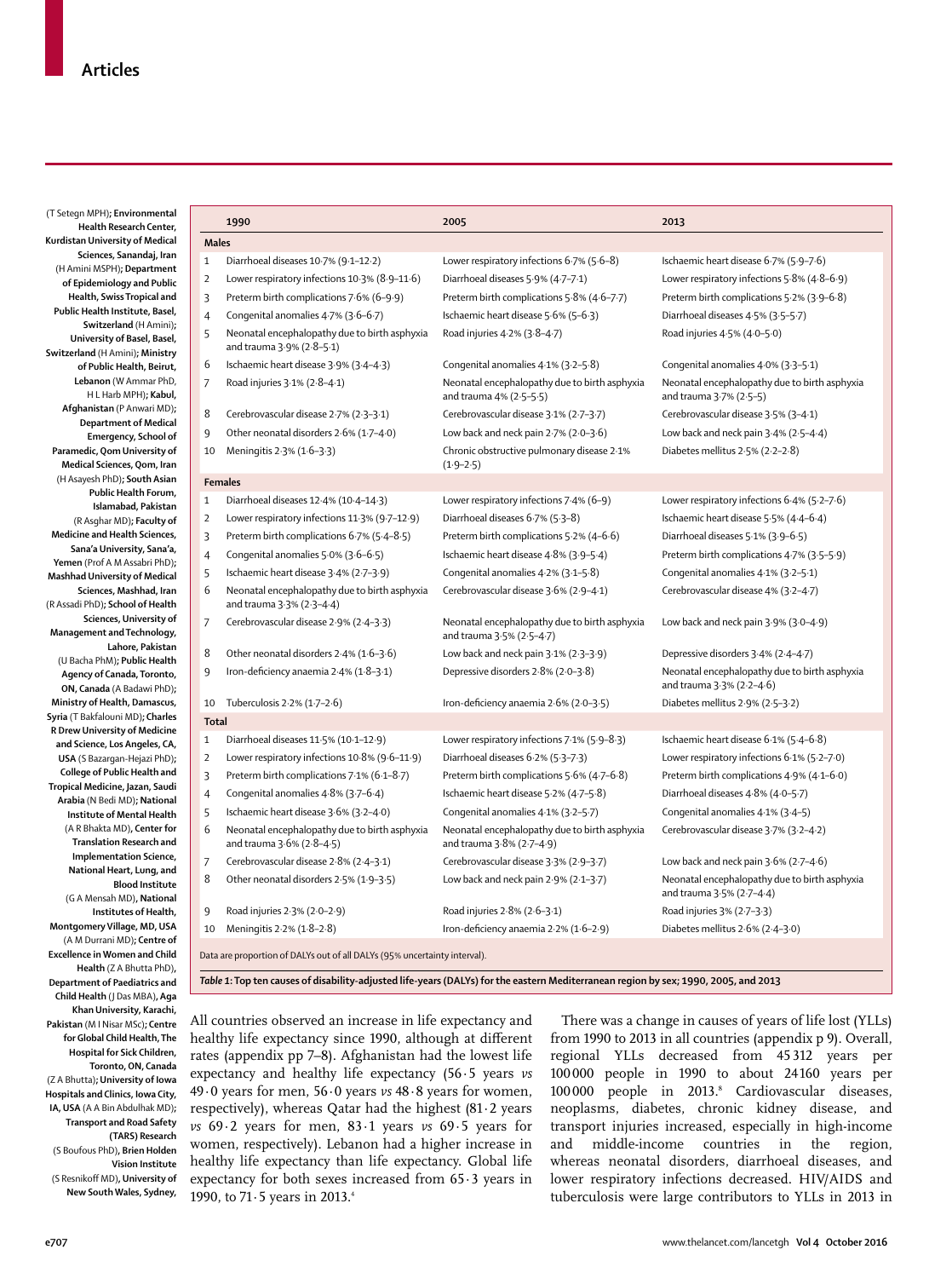(T Setegn MPH); **Environmental Health Research Center, Kurdistan University of Medical Sciences, Sanandaj, Iran** (H Amini MSPH); **Department of Epidemiology and Public Health, Swiss Tropical and Public Health Institute, Basel, Switzerland** (H Amini); **University of Basel, Basel, Switzerland** (H Amini); **Ministry of Public Health, Beirut, Lebanon** (W Ammar PhD, H L Harb MPH); **Kabul, Afghanistan** (P Anwari MD); **Department of Medical Emergency, School of Paramedic, Qom University of Medical Sciences, Qom, Iran** (H Asayesh PhD); **South Asian Public Health Forum, Islamabad, Pakistan** (R Asghar MD); **Faculty of Medicine and Health Sciences, Sana'a University, Sana'a, Yemen** (Prof A M Assabri PhD); **Mashhad University of Medical Sciences, Mashhad, Iran** (R Assadi PhD); **School of Health Sciences, University of Management and Technology, Lahore, Pakistan** (U Bacha PhM); **Public Health Agency of Canada, Toronto, ON, Canada** (A Badawi PhD); **Ministry of Health, Damascus, Syria** (T Bakfalouni MD); **Charles R Drew University of Medicine and Science, Los Angeles, CA, USA** (S Bazargan-Hejazi PhD); **College of Public Health and Tropical Medicine, Jazan, Saudi Arabia** (N Bedi MD); **National Institute of Mental Health** (A R Bhakta MD), **Center for Translation Research and Implementation Science, National Heart, Lung, and Blood Institute** (G A Mensah MD), **National Institutes of Health, Montgomery Village, MD, USA** (A M Durrani MD); **Centre of Excellence in Women and Child Health** (Z A Bhutta PhD), **Department of Paediatrics and Child Health** (J Das MBA), **Aga Khan University, Karachi, Pakistan** (M I Nisar MSc); **Centre for Global Child Health, The Hospital for Sick Children, Toronto, ON, Canada** (Z A Bhutta); **University of Iowa Hospitals and Clinics, Iowa City, IA, USA** (A A Bin Abdulhak MD); **Transport and Road Safety (TARS) Research** (S Boufous PhD), **Brien Holden Vision Institute** (S Resnikoff MD), **University of New South Wales, Sydney,**

| | 1990 | 2005 | 2013 |
|---|---|---|---|
| **Males** | | | |
| 1 | Diarrhoeal diseases 10·7% (9·1–12·2) | Lower respiratory infections 6·7% (5·6–8) | Ischaemic heart disease 6·7% (5·9–7·6) |
| 2 | Lower respiratory infections 10·3% (8·9–11·6) | Diarrhoeal diseases 5·9% (4·7–7·1) | Lower respiratory infections 5·8% (4·8–6·9) |
| 3 | Preterm birth complications 7·6% (6–9·9) | Preterm birth complications 5·8% (4·6–7·7) | Preterm birth complications 5·2% (3·9–6·8) |
| 4 | Congenital anomalies 4·7% (3·6–6·7) | Ischaemic heart disease 5·6% (5–6·3) | Diarrhoeal diseases 4·5% (3·5–5·7) |
| 5 | Neonatal encephalopathy due to birth asphyxia and trauma 3·9% (2·8–5·1) | Road injuries 4·2% (3·8–4·7) | Road injuries 4·5% (4·0–5·0) |
| 6 | Ischaemic heart disease 3·9% (3·4–4·3) | Congenital anomalies 4·1% (3·2–5·8) | Congenital anomalies 4·0% (3·3–5·1) |
| 7 | Road injuries 3·1% (2·8–4·1) | Neonatal encephalopathy due to birth asphyxia and trauma 4% (2·5–5·5) | Neonatal encephalopathy due to birth asphyxia and trauma 3·7% (2·5–5) |
| 8 | Cerebrovascular disease 2·7% (2·3–3·1) | Cerebrovascular disease 3·1% (2·7–3·7) | Cerebrovascular disease 3·5% (3–4·1) |
| 9 | Other neonatal disorders 2·6% (1·7–4·0) | Low back and neck pain 2·7% (2·0–3·6) | Low back and neck pain 3·4% (2·5–4·4) |
| 10 | Meningitis 2·3% (1·6–3·3) | Chronic obstructive pulmonary disease 2·1% (1·9–2·5) | Diabetes mellitus 2·5% (2·2–2·8) |
| **Females** | | | |
| 1 | Diarrhoeal diseases 12·4% (10·4–14·3) | Lower respiratory infections 7·4% (6–9) | Lower respiratory infections 6·4% (5·2–7·6) |
| 2 | Lower respiratory infections 11·3% (9·7–12·9) | Diarrhoeal diseases 6·7% (5·3–8) | Ischaemic heart disease 5·5% (4·4–6·4) |
| 3 | Preterm birth complications 6·7% (5·4–8·5) | Preterm birth complications 5·2% (4–6·6) | Diarrhoeal diseases 5·1% (3·9–6·5) |
| 4 | Congenital anomalies 5·0% (3·6–6·5) | Ischaemic heart disease 4·8% (3·9–5·4) | Preterm birth complications 4·7% (3·5–5·9) |
| 5 | Ischaemic heart disease 3·4% (2·7–3·9) | Congenital anomalies 4·2% (3·1–5·8) | Congenital anomalies 4·1% (3·2–5·1) |
| 6 | Neonatal encephalopathy due to birth asphyxia and trauma 3·3% (2·3–4·4) | Cerebrovascular disease 3·6% (2·9–4·1) | Cerebrovascular disease 4% (3·2–4·7) |
| 7 | Cerebrovascular disease 2·9% (2·4–3·3) | Neonatal encephalopathy due to birth asphyxia and trauma 3·5% (2·5–4·7) | Low back and neck pain 3·9% (3·0–4·9) |
| 8 | Other neonatal disorders 2·4% (1·6–3·6) | Low back and neck pain 3·1% (2·3–3·9) | Depressive disorders 3·4% (2·4–4·7) |
| 9 | Iron-deficiency anaemia 2·4% (1·8–3·1) | Depressive disorders 2·8% (2·0–3·8) | Neonatal encephalopathy due to birth asphyxia and trauma 3·3% (2·2–4·6) |
| 10 | Tuberculosis 2·2% (1·7–2·6) | Iron-deficiency anaemia 2·6% (2·0–3·5) | Diabetes mellitus 2·9% (2·5–3·2) |
| **Total** | | | |
| 1 | Diarrhoeal diseases 11·5% (10·1–12·9) | Lower respiratory infections 7·1% (5·9–8·3) | Ischaemic heart disease 6·1% (5·4–6·8) |
| 2 | Lower respiratory infections 10·8% (9·6–11·9) | Diarrhoeal diseases 6·2% (5·3–7·3) | Lower respiratory infections 6·1% (5·2–7·0) |
| 3 | Preterm birth complications 7·1% (6·1–8·7) | Preterm birth complications 5·6% (4·7–6·8) | Preterm birth complications 4·9% (4·1–6·0) |
| 4 | Congenital anomalies 4·8% (3·7–6·4) | Ischaemic heart disease 5·2% (4·7–5·8) | Diarrhoeal diseases 4·8% (4·0–5·7) |
| 5 | Ischaemic heart disease 3·6% (3·2–4·0) | Congenital anomalies 4·1% (3·2–5·7) | Congenital anomalies 4·1% (3·4–5) |
| 6 | Neonatal encephalopathy due to birth asphyxia and trauma 3·6% (2·8–4·5) | Neonatal encephalopathy due to birth asphyxia and trauma 3·8% (2·7–4·9) | Cerebrovascular disease 3·7% (3·2–4·2) |
| 7 | Cerebrovascular disease 2·8% (2·4–3·1) | Cerebrovascular disease 3·3% (2·9–3·7) | Low back and neck pain 3·6% (2·7–4·6) |
| 8 | Other neonatal disorders 2·5% (1·9–3·5) | Low back and neck pain 2·9% (2·1–3·7) | Neonatal encephalopathy due to birth asphyxia and trauma 3·5% (2·7–4·4) |
| 9 | Road injuries 2·3% (2·0–2·9) | Road injuries 2·8% (2·6–3·1) | Road injuries 3% (2·7–3·3) |
| 10 | Meningitis 2·2% (1·8–2·8) | Iron-deficiency anaemia 2·2% (1·6–2·9) | Diabetes mellitus 2·6% (2·4–3·0) |

Data are proportion of DALYs out of all DALYs (95% uncertainty interval).

*Table 1*: **Top ten causes of disability-adjusted life-years (DALYs) for the eastern Mediterranean region by sex; 1990, 2005, and 2013**

All countries observed an increase in life expectancy and healthy life expectancy since 1990, although at different rates (appendix pp 7–8). Afghanistan had the lowest life expectancy and healthy life expectancy (56·5 years *vs* 49·0 years for men, 56·0 years *vs* 48·8 years for women, respectively), whereas Qatar had the highest (81·2 years *vs* 69·2 years for men, 83·1 years *vs* 69·5 years for women, respectively). Lebanon had a higher increase in healthy life expectancy than life expectancy. Global life expectancy for both sexes increased from 65·3 years in 1990, to 71·5 years in 2013.[4]

There was a change in causes of years of life lost (YLLs) from 1990 to 2013 in all countries (appendix p 9). Overall, regional YLLs decreased from 45 312 years per 100 000 people in 1990 to about 24 160 years per 100 000 people in 2013.[8] Cardiovascular diseases, neoplasms, diabetes, chronic kidney disease, and transport injuries increased, especially in high-income and middle-income countries in the region, whereas neonatal disorders, diarrhoeal diseases, and lower respiratory infections decreased. HIV/AIDS and tuberculosis were large contributors to YLLs in 2013 in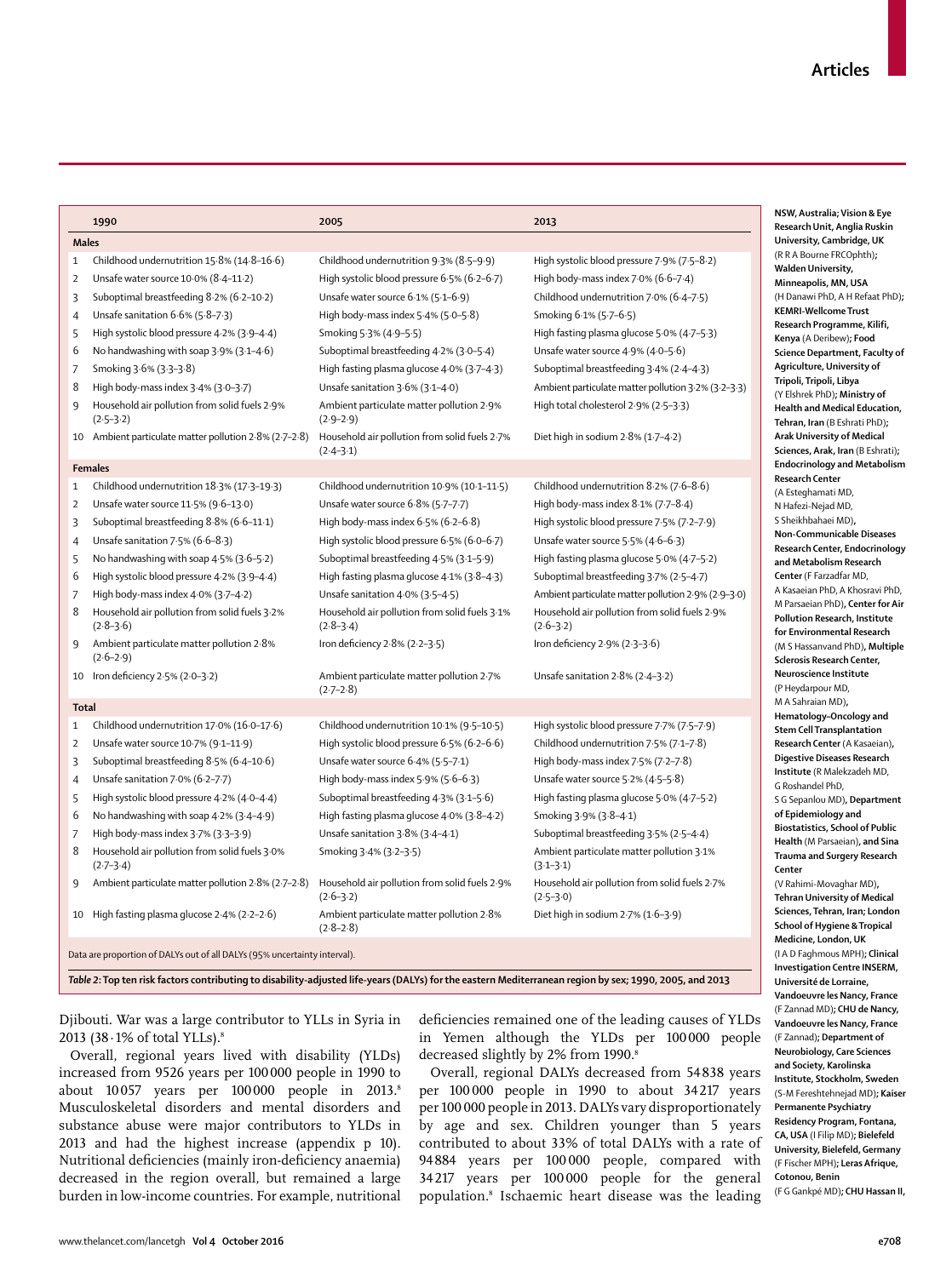| | 1990 | 2005 | 2013 |
|---|---|---|---|
| **Males** | | | |
| 1 | Childhood undernutrition 15·8% (14·8–16·6) | Childhood undernutrition 9·3% (8·5–9·9) | High systolic blood pressure 7·9% (7·5–8·2) |
| 2 | Unsafe water source 10·0% (8·4–11·2) | High systolic blood pressure 6·5% (6·2–6·7) | High body-mass index 7·0% (6·6–7·4) |
| 3 | Suboptimal breastfeeding 8·2% (6·2–10·2) | Unsafe water source 6·1% (5·1–6·9) | Childhood undernutrition 7·0% (6·4–7·5) |
| 4 | Unsafe sanitation 6·6% (5·8–7·3) | High body-mass index 5·4% (5·0–5·8) | Smoking 6·1% (5·7–6·5) |
| 5 | High systolic blood pressure 4·2% (3·9–4·4) | Smoking 5·3% (4·9–5·5) | High fasting plasma glucose 5·0% (4·7–5·3) |
| 6 | No handwashing with soap 3·9% (3·1–4·6) | Suboptimal breastfeeding 4·2% (3·0–5·4) | Unsafe water source 4·9% (4·0–5·6) |
| 7 | Smoking 3·6% (3·3–3·8) | High fasting plasma glucose 4·0% (3·7–4·3) | Suboptimal breastfeeding 3·4% (2·4–4·3) |
| 8 | High body-mass index 3·4% (3·0–3·7) | Unsafe sanitation 3·6% (3·1–4·0) | Ambient particulate matter pollution 3·2% (3·2–3·3) |
| 9 | Household air pollution from solid fuels 2·9% (2·5–3·2) | Ambient particulate matter pollution 2·9% (2·9–2·9) | High total cholesterol 2·9% (2·5–3·3) |
| 10 | Ambient particulate matter pollution 2·8% (2·7–2·8) | Household air pollution from solid fuels 2·7% (2·4–3·1) | Diet high in sodium 2·8% (1·7–4·2) |
| **Females** | | | |
| 1 | Childhood undernutrition 18·3% (17·3–19·3) | Childhood undernutrition 10·9% (10·1–11·5) | Childhood undernutrition 8·2% (7·6–8·6) |
| 2 | Unsafe water source 11·5% (9·6–13·0) | Unsafe water source 6·8% (5·7–7·7) | High body-mass index 8·1% (7·7–8·4) |
| 3 | Suboptimal breastfeeding 8·8% (6·6–11·1) | High body-mass index 6·5% (6·2–6·8) | High systolic blood pressure 7·5% (7·2–7·9) |
| 4 | Unsafe sanitation 7·5% (6·6–8·3) | High systolic blood pressure 6·5% (6·0–6·7) | Unsafe water source 5·5% (4·6–6·3) |
| 5 | No handwashing with soap 4·5% (3·6–5·2) | Suboptimal breastfeeding 4·5% (3·1–5·9) | High fasting plasma glucose 5·0% (4·7–5·2) |
| 6 | High systolic blood pressure 4·2% (3·9–4·4) | High fasting plasma glucose 4·1% (3·8–4·3) | Suboptimal breastfeeding 3·7% (2·5–4·7) |
| 7 | High body-mass index 4·0% (3·7–4·2) | Unsafe sanitation 4·0% (3·5–4·5) | Ambient particulate matter pollution 2·9% (2·9–3·0) |
| 8 | Household air pollution from solid fuels 3·2% (2·8–3·6) | Household air pollution from solid fuels 3·1% (2·8–3·4) | Household air pollution from solid fuels 2·9% (2·6–3·2) |
| 9 | Ambient particulate matter pollution 2·8% (2·6–2·9) | Iron deficiency 2·8% (2·2–3·5) | Iron deficiency 2·9% (2·3–3·6) |
| 10 | Iron deficiency 2·5% (2·0–3·2) | Ambient particulate matter pollution 2·7% (2·7–2·8) | Unsafe sanitation 2·8% (2·4–3·2) |
| **Total** | | | |
| 1 | Childhood undernutrition 17·0% (16·0–17·6) | Childhood undernutrition 10·1% (9·5–10·5) | High systolic blood pressure 7·7% (7·5–7·9) |
| 2 | Unsafe water source 10·7% (9·1–11·9) | High systolic blood pressure 6·5% (6·2–6·6) | Childhood undernutrition 7·5% (7·1–7·8) |
| 3 | Suboptimal breastfeeding 8·5% (6·4–10·6) | Unsafe water source 6·4% (5·5–7·1) | High body-mass index 7·5% (7·2–7·8) |
| 4 | Unsafe sanitation 7·0% (6·2–7·7) | High body-mass index 5·9% (5·6–6·3) | Unsafe water source 5·2% (4·5–5·8) |
| 5 | High systolic blood pressure 4·2% (4·0–4·4) | Suboptimal breastfeeding 4·3% (3·1–5·6) | High fasting plasma glucose 5·0% (4·7–5·2) |
| 6 | No handwashing with soap 4·2% (3·4–4·9) | High fasting plasma glucose 4·0% (3·8–4·2) | Smoking 3·9% (3·8–4·1) |
| 7 | High body-mass index 3·7% (3·3–3·9) | Unsafe sanitation 3·8% (3·4–4·1) | Suboptimal breastfeeding 3·5% (2·5–4·4) |
| 8 | Household air pollution from solid fuels 3·0% (2·7–3·4) | Smoking 3·4% (3·2–3·5) | Ambient particulate matter pollution 3·1% (3·1–3·1) |
| 9 | Ambient particulate matter pollution 2·8% (2·7–2·8) | Household air pollution from solid fuels 2·9% (2·6–3·2) | Household air pollution from solid fuels 2·7% (2·5–3·0) |
| 10 | High fasting plasma glucose 2·4% (2·2–2·6) | Ambient particulate matter pollution 2·8% (2·8–2·8) | Diet high in sodium 2·7% (1·6–3·9) |

Data are proportion of DALYs out of all DALYs (95% uncertainty interval).

*Table 2*: **Top ten risk factors contributing to disability-adjusted life-years (DALYs) for the eastern Mediterranean region by sex; 1990, 2005, and 2013**

Djibouti. War was a large contributor to YLLs in Syria in 2013 (38·1% of total YLLs).[8]

Overall, regional years lived with disability (YLDs) increased from 9526 years per 100 000 people in 1990 to about 10 057 years per 100 000 people in 2013.[8] Musculoskeletal disorders and mental disorders and substance abuse were major contributors to YLDs in 2013 and had the highest increase (appendix p 10). Nutritional deficiencies (mainly iron-deficiency anaemia) decreased in the region overall, but remained a large burden in low-income countries. For example, nutritional deficiencies remained one of the leading causes of YLDs in Yemen although the YLDs per 100 000 people decreased slightly by 2% from 1990.[8]

Overall, regional DALYs decreased from 54 838 years per 100 000 people in 1990 to about 34 217 years per 100 000 people in 2013. DALYs vary disproportionately by age and sex. Children younger than 5 years contributed to about 33% of total DALYs with a rate of 94 884 years per 100 000 people, compared with 34 217 years per 100 000 people for the general population.[8] Ischaemic heart disease was the leading

NSW, Australia; **Vision & Eye Research Unit, Anglia Ruskin University, Cambridge, UK** (R R A Bourne FRCOphth); **Walden University, Minneapolis, MN, USA** (H Danawi PhD, A H Refaat PhD); **KEMRI-Wellcome Trust Research Programme, Kilifi, Kenya** (A Deribew); **Food Science Department, Faculty of Agriculture, University of Tripoli, Tripoli, Libya** (Y Elshrek PhD); **Ministry of Health and Medical Education, Tehran, Iran** (B Eshrati PhD); **Arak University of Medical Sciences, Arak, Iran** (B Eshrati); **Endocrinology and Metabolism Research Center** (A Esteghamati MD, N Hafezi-Nejad MD, S Sheikhbahaei MD), **Non-Communicable Diseases Research Center, Endocrinology and Metabolism Research Center** (F Farzadfar MD, A Kasaeian PhD, A Khosravi PhD, M Parsaeian PhD), **Center for Air Pollution Research, Institute for Environmental Research** (M S Hassanvand PhD), **Multiple Sclerosis Research Center, Neuroscience Institute** (P Heydarpour MD, M A Sahraian MD), **Hematology–Oncology and Stem Cell Transplantation Research Center** (A Kasaeian), **Digestive Diseases Research Institute** (R Malekzadeh MD, G Roshandel PhD, S G Sepanlou MD), **Department of Epidemiology and Biostatistics, School of Public Health** (M Parsaeian), and **Sina Trauma and Surgery Research Center** (V Rahimi-Movaghar MD), **Tehran University of Medical Sciences, Tehran, Iran; London School of Hygiene & Tropical Medicine, London, UK** (I A D Faghmous MPH); **Clinical Investigation Centre INSERM, Université de Lorraine, Vandoeuvre les Nancy, France** (F Zannad MD); **CHU de Nancy, Vandoeuvre les Nancy, France** (F Zannad); **Department of Neurobiology, Care Sciences and Society, Karolinska Institute, Stockholm, Sweden** (S-M Fereshtehnejad MD); **Kaiser Permanente Psychiatry Residency Program, Fontana, CA, USA** (I Filip MD); **Bielefeld University, Bielefeld, Germany** (F Fischer MPH); **Leras Afrique, Cotonou, Benin** (F G Gankpé MD); **CHU Hassan II,**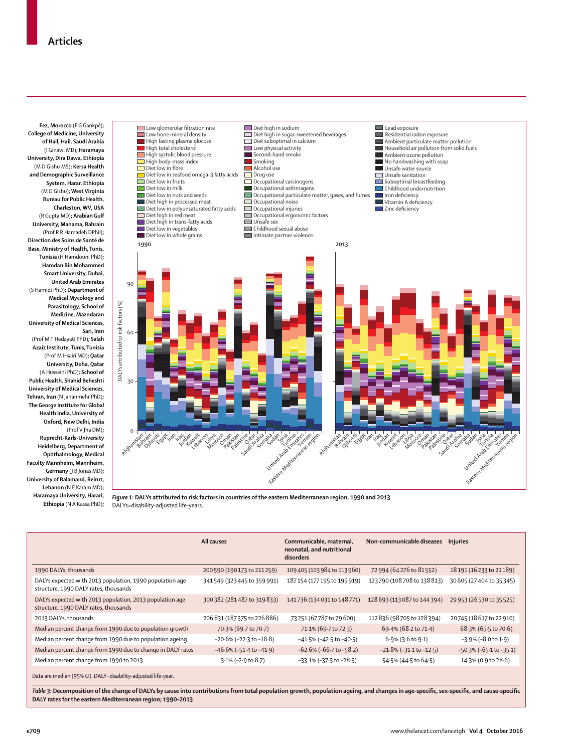Fez, Morocco (F G Gankpé); College of Medicine, University of Hail, Hail, Saudi Arabia (I Ginawi MD); Haramaya University, Dira Dawa, Ethiopia (M D Gishu MS); Kersa Health and Demographic Surveillance System, Harar, Ethiopia (M D Gishu); West Virginia Bureau for Public Health, Charleston, WV, USA (R Gupta MD); Arabian Gulf University, Manama, Bahrain (Prof R R Hamadeh DPhil); Direction des Soins de Santé de Base, Ministry of Health, Tunis, Tunisia (H Hamdouni PhD); Hamdan Bin Mohammed Smart University, Dubai, United Arab Emirates (S Hamidi PhD); Department of Medical Mycology and Parasitology, School of Medicine, Mazndaran University of Medical Sciences, Sari, Iran (Prof M T Hedayati PhD); Salah Azaiz Institute, Tunis, Tunisia (Prof M Hsairi MD); Qatar University, Doha, Qatar (A Husseini PhD); School of Public Health, Shahid Beheshti University of Medical Sciences, Tehran, Iran (N Jahanmehr PhD); The George Institute for Global Health India, University of Oxford, New Delhi, India (Prof V Jha DM); Ruprecht-Karls-University Heidelberg, Department of Ophthalmology, Medical Faculty Mannheim, Mannheim, Germany (J B Jonas MD); University of Balamand, Beirut, Lebanon (N E Karam MD); Haramaya University, Harari, Ethiopia (N A Kassa PhD);

*Figure 1*: **DALYs attributed to risk factors in countries of the eastern Mediterranean region, 1990 and 2013**
DALYs=disability-adjusted life-years.

| | All causes | Communicable, maternal, neonatal, and nutritional disorders | Non-communicable diseases | Injuries |
|---|---|---|---|---|
| 1990 DALYs, thousands | 200 590 (190 173 to 211 259) | 109 405 (103 984 to 113 960) | 72 994 (64 276 to 81 552) | 18 191 (16 233 to 21 189) |
| DALYs expected with 2013 population, 1990 population age structure, 1990 DALY rates, thousands | 341 549 (323 445 to 359 991) | 187 154 (177 195 to 195 919) | 123 790 (108 708 to 138 813) | 30 605 (27 404 to 35 345) |
| DALYs expected with 2013 population, 2013 population age structure, 1990 DALY rates, thousands | 300 382 (281 487 to 319 833) | 141 736 (134 031 to 148 771) | 128 693 (113 087 to 144 394) | 29 953 (26 530 to 35 525) |
| 2013 DALYs, thousands | 206 831 (187 375 to 226 886) | 73 251 (67 787 to 79 600) | 112 836 (98 705 to 128 394) | 20 745 (18 617 to 22 910) |
| Median percent change from 1990 due to population growth | 70·3% (69·7 to 70·7) | 71·1% (69·7 to 72·3) | 69·4% (68·2 to 71·4) | 68·3% (65·5 to 70·6) |
| Median percent change from 1990 due to population ageing | –20·6% (–22·3 to –18·8) | –41·5% (–42·5 to –40·5) | 6·9% (3·6 to 9·1) | –3·9% (–8·0 to 1·9) |
| Median percent change from 1990 due to change in DALY rates | –46·6% (–51·4 to –41·9) | –62·6% (–66·7 to –58·2) | –21·8% (–31·1 to –12·5) | –50·3% (–65·1 to –35·1) |
| Median percent change from 1990 to 2013 | 3·1% (–2·9 to 8·7) | –33·1% (–37·3 to –28·5) | 54·5% (44·5 to 64·5) | 14·3% (0·9 to 28·6) |

Data are median (95% CI). DALY=disability-adjusted life-year.

*Table 3*: **Decomposition of the change of DALYs by cause into contributions from total population growth, population ageing, and changes in age-specific, sex-specific, and cause-specific DALY rates for the eastern Mediterranean region; 1990–2013**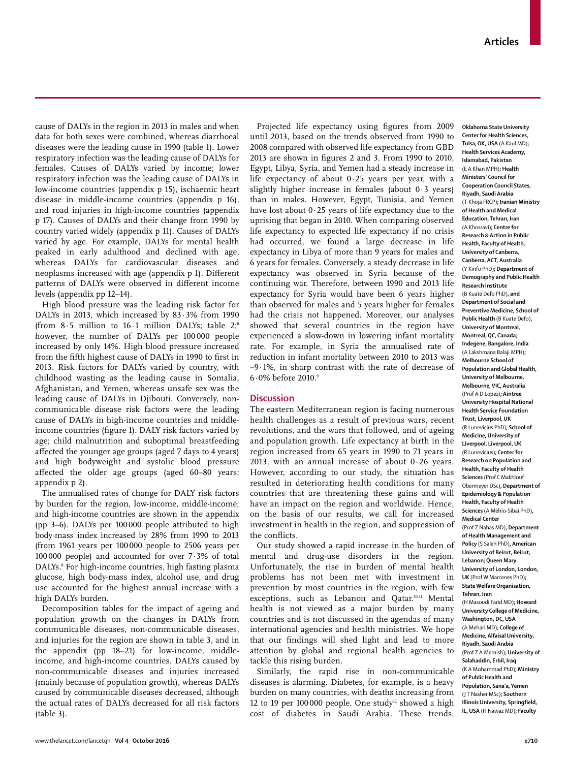cause of DALYs in the region in 2013 in males and when data for both sexes were combined, whereas diarrhoeal diseases were the leading cause in 1990 (table 1). Lower respiratory infection was the leading cause of DALYs for females. Causes of DALYs varied by income; lower respiratory infection was the leading cause of DALYs in low-income countries (appendix p 15), ischaemic heart disease in middle-income countries (appendix p 16), and road injuries in high-income countries (appendix p 17). Causes of DALYs and their change from 1990 by country varied widely (appendix p 11). Causes of DALYs varied by age. For example, DALYs for mental health peaked in early adulthood and declined with age, whereas DALYs for cardiovascular diseases and neoplasms increased with age (appendix p 1). Different patterns of DALYs were observed in different income levels (appendix pp 12–14).

High blood pressure was the leading risk factor for DALYs in 2013, which increased by 83·3% from 1990 (from 8·5 million to 16·1 million DALYs; table 2;[8] however, the number of DALYs per 100 000 people increased by only 14%. High blood pressure increased from the fifth highest cause of DALYs in 1990 to first in 2013. Risk factors for DALYs varied by country, with childhood wasting as the leading cause in Somalia, Afghanistan, and Yemen, whereas unsafe sex was the leading cause of DALYs in Djibouti. Conversely, non-communicable disease risk factors were the leading cause of DALYs in high-income countries and middle-income countries (figure 1). DALY risk factors varied by age; child malnutrition and suboptimal breastfeeding affected the younger age groups (aged 7 days to 4 years) and high bodyweight and systolic blood pressure affected the older age groups (aged 60–80 years; appendix p 2).

The annualised rates of change for DALY risk factors by burden for the region, low-income, middle-income, and high-income countries are shown in the appendix (pp 3–6). DALYs per 100 000 people attributed to high body-mass index increased by 28% from 1990 to 2013 (from 1961 years per 100 000 people to 2506 years per 100 000 people) and accounted for over 7·3% of total DALYs.[8] For high-income countries, high fasting plasma glucose, high body-mass index, alcohol use, and drug use accounted for the highest annual increase with a high DALYs burden.

Decomposition tables for the impact of ageing and population growth on the changes in DALYs from communicable diseases, non-communicable diseases, and injuries for the region are shown in table 3, and in the appendix (pp 18–21) for low-income, middle-income, and high-income countries. DALYs caused by non-communicable diseases and injuries increased (mainly because of population growth), whereas DALYs caused by communicable diseases decreased, although the actual rates of DALYs decreased for all risk factors (table 3).

Projected life expectancy using figures from 2009 until 2013, based on the trends observed from 1990 to 2008 compared with observed life expectancy from GBD 2013 are shown in figures 2 and 3. From 1990 to 2010, Egypt, Libya, Syria, and Yemen had a steady increase in life expectancy of about 0·25 years per year, with a slightly higher increase in females (about 0·3 years) than in males. However, Egypt, Tunisia, and Yemen have lost about 0·25 years of life expectancy due to the uprising that began in 2010. When comparing observed life expectancy to expected life expectancy if no crisis had occurred, we found a large decrease in life expectancy in Libya of more than 9 years for males and 6 years for females. Conversely, a steady decrease in life expectancy was observed in Syria because of the continuing war. Therefore, between 1990 and 2013 life expectancy for Syria would have been 6 years higher than observed for males and 5 years higher for females had the crisis not happened. Moreover, our analyses showed that several countries in the region have experienced a slow-down in lowering infant mortality rate. For example, in Syria the annualised rate of reduction in infant mortality between 2010 to 2013 was –9·1%, in sharp contrast with the rate of decrease of 6·0% before 2010.[9]

## Discussion

The eastern Mediterranean region is facing numerous health challenges as a result of previous wars, recent revolutions, and the wars that followed, and of ageing and population growth. Life expectancy at birth in the region increased from 65 years in 1990 to 71 years in 2013, with an annual increase of about 0·26 years. However, according to our study, the situation has resulted in deteriorating health conditions for many countries that are threatening these gains and will have an impact on the region and worldwide. Hence, on the basis of our results, we call for increased investment in health in the region, and suppression of the conflicts.

Our study showed a rapid increase in the burden of mental and drug-use disorders in the region. Unfortunately, the rise in burden of mental health problems has not been met with investment in prevention by most countries in the region, with few exceptions, such as Lebanon and Qatar.[10,11] Mental health is not viewed as a major burden by many countries and is not discussed in the agendas of many international agencies and health ministries. We hope that our findings will shed light and lead to more attention by global and regional health agencies to tackle this rising burden.

Similarly, the rapid rise in non-communicable diseases is alarming. Diabetes, for example, is a heavy burden on many countries, with deaths increasing from 12 to 19 per 100 000 people. One study[12] showed a high cost of diabetes in Saudi Arabia. These trends,

**Oklahoma State University Center for Health Sciences, Tulsa, OK, USA** (A Kaul MD); **Health Services Academy, Islamabad, Pakistan** (E A Khan MPH); **Health Ministers' Council for Cooperation Council States, Riyadh, Saudi Arabia** (T Khoja FRCP); **Iranian Ministry of Health and Medical Education, Tehran, Iran** (A Khosravi); **Centre for Research & Action in Public Health, Faculty of Health, University of Canberra, Canberra, ACT, Australia** (Y Kinfu PhD); **Department of Demography and Public Health Research Institute** (B Kuate Defo PhD), **and Department of Social and Preventive Medicine, School of Public Health** (B Kuate Defo), **University of Montreal, Montreal, QC, Canada; Indegene, Bangalore, India** (A Lakshmana Balaji MPH); **Melbourne School of Population and Global Health, University of Melbourne, Melbourne, VIC, Australia** (Prof A D Lopez); **Aintree University Hospital National Health Service Foundation Trust, Liverpool, UK** (R Lunevicius PhD); **School of Medicine, University of Liverpool, Liverpool, UK** (R Lunevicius); **Center for Research on Population and Health, Faculty of Health Sciences** (Prof C Makhlouf Obermeyer DSc), **Department of Epidemiology & Population Health, Faculty of Health Sciences** (A Mehio-Sibai PhD), **Medical Center** (Prof Z Nahas MD), **Department of Health Management and Policy** (S Saleh PhD), **American University of Beirut, Beirut, Lebanon; Queen Mary University of London, London, UK** (Prof W Marcenes PhD); **State Welfare Organisation, Tehran, Iran** (H Masoudi Farid MD); **Howard University College of Medicine, Washington, DC, USA** (A Mehari MD); **College of Medicine, Alfaisal University, Riyadh, Saudi Arabia** (Prof Z A Memish); **University of Salahaddin, Erbil, Iraq** (K A Mohammad PhD); **Ministry of Public Health and Population, Sana'a, Yemen** (J T Nasher MSc); **Southern Illinois University, Springfield, IL, USA** (H Nawaz MD); **Faculty**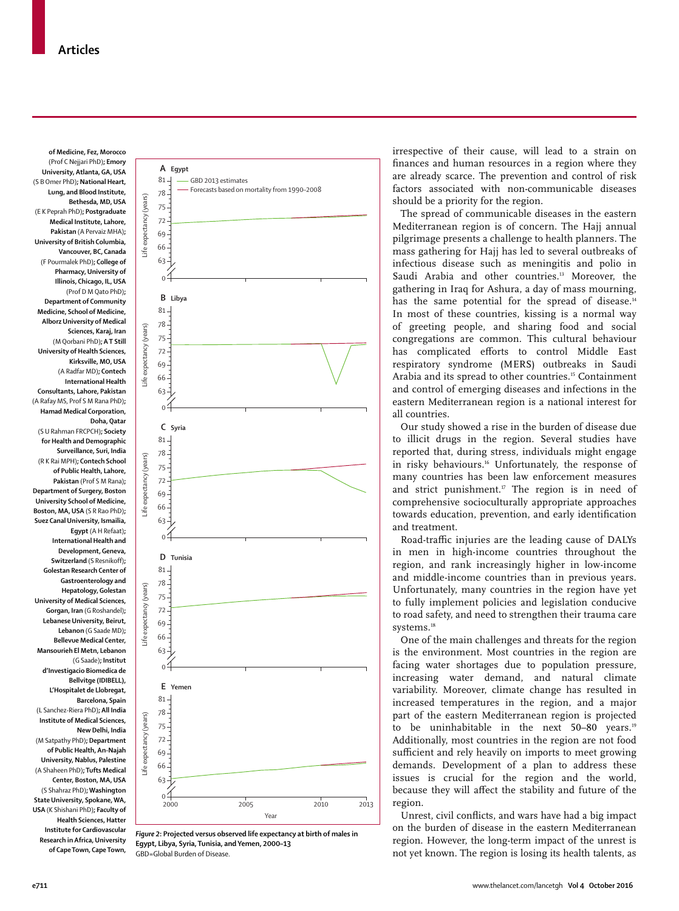of Medicine, Fez, Morocco (Prof C Nejjari PhD); **Emory University, Atlanta, GA, USA** (S B Omer PhD); **National Heart, Lung, and Blood Institute, Bethesda, MD, USA** (E K Peprah PhD); **Postgraduate Medical Institute, Lahore, Pakistan** (A Pervaiz MHA); **University of British Columbia, Vancouver, BC, Canada** (F Pourmalek PhD); **College of Pharmacy, University of Illinois, Chicago, IL, USA** (Prof D M Qato PhD); **Department of Community Medicine, School of Medicine, Alborz University of Medical Sciences, Karaj, Iran** (M Qorbani PhD); **A T Still University of Health Sciences, Kirksville, MO, USA** (A Radfar MD); **Contech International Health Consultants, Lahore, Pakistan** (A Rafay MS, Prof S M Rana PhD); **Hamad Medical Corporation, Doha, Qatar** (S U Rahman FRCPCH); **Society for Health and Demographic Surveillance, Suri, India** (R K Rai MPH); **Contech School of Public Health, Lahore, Pakistan** (Prof S M Rana); **Department of Surgery, Boston University School of Medicine, Boston, MA, USA** (S R Rao PhD); **Suez Canal University, Ismailia, Egypt** (A H Refaat); **International Health and Development, Geneva, Switzerland** (S Resnikoff); **Golestan Research Center of Gastroenterology and Hepatology, Golestan University of Medical Sciences, Gorgan, Iran** (G Roshandel); **Lebanese University, Beirut, Lebanon** (G Saade MD); **Bellevue Medical Center, Mansourieh El Metn, Lebanon** (G Saade); **Institut d'Investigacio Biomedica de Bellvitge (IDIBELL), L'Hospitalet de Llobregat, Barcelona, Spain** (L Sanchez-Riera PhD); **All India Institute of Medical Sciences, New Delhi, India** (M Satpathy PhD); **Department of Public Health, An-Najah University, Nablus, Palestine** (A Shaheen PhD); **Tufts Medical Center, Boston, MA, USA** (S Shahraz PhD); **Washington State University, Spokane, WA, USA** (K Shishani PhD); **Faculty of Health Sciences, Hatter Institute for Cardiovascular Research in Africa, University of Cape Town, Cape Town,**

*Figure 2*: **Projected versus observed life expectancy at birth of males in Egypt, Libya, Syria, Tunisia, and Yemen, 2000–13**
GBD=Global Burden of Disease.

irrespective of their cause, will lead to a strain on finances and human resources in a region where they are already scarce. The prevention and control of risk factors associated with non-communicable diseases should be a priority for the region.

The spread of communicable diseases in the eastern Mediterranean region is of concern. The Hajj annual pilgrimage presents a challenge to health planners. The mass gathering for Hajj has led to several outbreaks of infectious disease such as meningitis and polio in Saudi Arabia and other countries.[13] Moreover, the gathering in Iraq for Ashura, a day of mass mourning, has the same potential for the spread of disease.[14] In most of these countries, kissing is a normal way of greeting people, and sharing food and social congregations are common. This cultural behaviour has complicated efforts to control Middle East respiratory syndrome (MERS) outbreaks in Saudi Arabia and its spread to other countries.[15] Containment and control of emerging diseases and infections in the eastern Mediterranean region is a national interest for all countries.

Our study showed a rise in the burden of disease due to illicit drugs in the region. Several studies have reported that, during stress, individuals might engage in risky behaviours.[16] Unfortunately, the response of many countries has been law enforcement measures and strict punishment.[17] The region is in need of comprehensive socioculturally appropriate approaches towards education, prevention, and early identification and treatment.

Road-traffic injuries are the leading cause of DALYs in men in high-income countries throughout the region, and rank increasingly higher in low-income and middle-income countries than in previous years. Unfortunately, many countries in the region have yet to fully implement policies and legislation conducive to road safety, and need to strengthen their trauma care systems.[18]

One of the main challenges and threats for the region is the environment. Most countries in the region are facing water shortages due to population pressure, increasing water demand, and natural climate variability. Moreover, climate change has resulted in increased temperatures in the region, and a major part of the eastern Mediterranean region is projected to be uninhabitable in the next 50–80 years.[19] Additionally, most countries in the region are not food sufficient and rely heavily on imports to meet growing demands. Development of a plan to address these issues is crucial for the region and the world, because they will affect the stability and future of the region.

Unrest, civil conflicts, and wars have had a big impact on the burden of disease in the eastern Mediterranean region. However, the long-term impact of the unrest is not yet known. The region is losing its health talents, as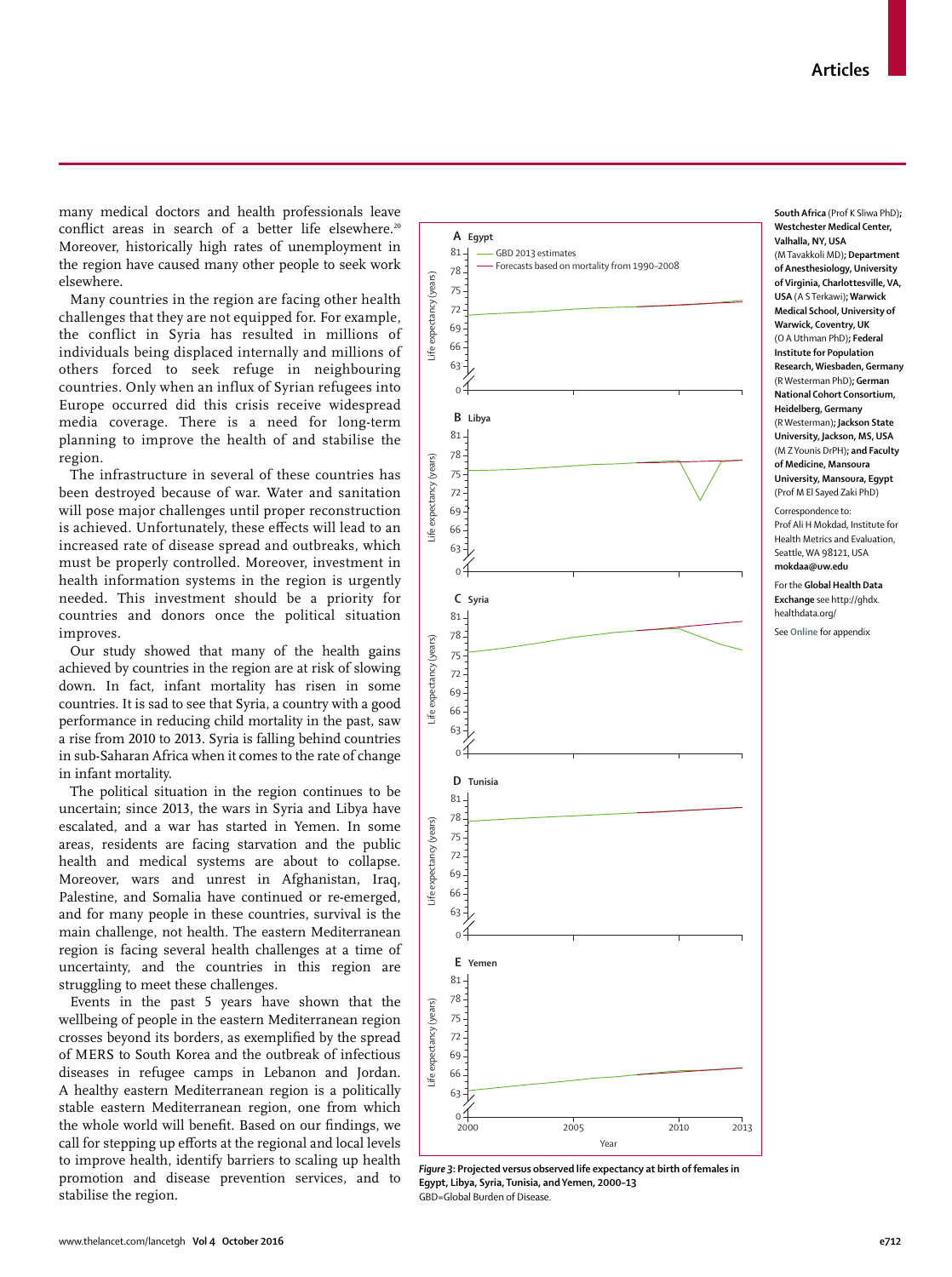many medical doctors and health professionals leave conflict areas in search of a better life elsewhere.[20] Moreover, historically high rates of unemployment in the region have caused many other people to seek work elsewhere.

Many countries in the region are facing other health challenges that they are not equipped for. For example, the conflict in Syria has resulted in millions of individuals being displaced internally and millions of others forced to seek refuge in neighbouring countries. Only when an influx of Syrian refugees into Europe occurred did this crisis receive widespread media coverage. There is a need for long-term planning to improve the health of and stabilise the region.

The infrastructure in several of these countries has been destroyed because of war. Water and sanitation will pose major challenges until proper reconstruction is achieved. Unfortunately, these effects will lead to an increased rate of disease spread and outbreaks, which must be properly controlled. Moreover, investment in health information systems in the region is urgently needed. This investment should be a priority for countries and donors once the political situation improves.

Our study showed that many of the health gains achieved by countries in the region are at risk of slowing down. In fact, infant mortality has risen in some countries. It is sad to see that Syria, a country with a good performance in reducing child mortality in the past, saw a rise from 2010 to 2013. Syria is falling behind countries in sub-Saharan Africa when it comes to the rate of change in infant mortality.

The political situation in the region continues to be uncertain; since 2013, the wars in Syria and Libya have escalated, and a war has started in Yemen. In some areas, residents are facing starvation and the public health and medical systems are about to collapse. Moreover, wars and unrest in Afghanistan, Iraq, Palestine, and Somalia have continued or re-emerged, and for many people in these countries, survival is the main challenge, not health. The eastern Mediterranean region is facing several health challenges at a time of uncertainty, and the countries in this region are struggling to meet these challenges.

Events in the past 5 years have shown that the wellbeing of people in the eastern Mediterranean region crosses beyond its borders, as exemplified by the spread of MERS to South Korea and the outbreak of infectious diseases in refugee camps in Lebanon and Jordan. A healthy eastern Mediterranean region is a politically stable eastern Mediterranean region, one from which the whole world will benefit. Based on our findings, we call for stepping up efforts at the regional and local levels to improve health, identify barriers to scaling up health promotion and disease prevention services, and to stabilise the region.

**Figure 3: Projected versus observed life expectancy at birth of females in Egypt, Libya, Syria, Tunisia, and Yemen, 2000–13**
GBD=Global Burden of Disease.

**South Africa** (Prof K Sliwa PhD); **Westchester Medical Center, Valhalla, NY, USA** (M Tavakkoli MD); **Department of Anesthesiology, University of Virginia, Charlottesville, VA, USA** (A S Terkawi); **Warwick Medical School, University of Warwick, Coventry, UK** (O A Uthman PhD); **Federal Institute for Population Research, Wiesbaden, Germany** (R Westerman PhD); **German National Cohort Consortium, Heidelberg, Germany** (R Westerman); **Jackson State University, Jackson, MS, USA** (M Z Younis DrPH); **and Faculty of Medicine, Mansoura University, Mansoura, Egypt** (Prof M El Sayed Zaki PhD)

Correspondence to:
Prof Ali H Mokdad, Institute for Health Metrics and Evaluation, Seattle, WA 98121, USA
**mokdaa@uw.edu**

For the **Global Health Data Exchange** see http://ghdx.healthdata.org/

See **Online** for appendix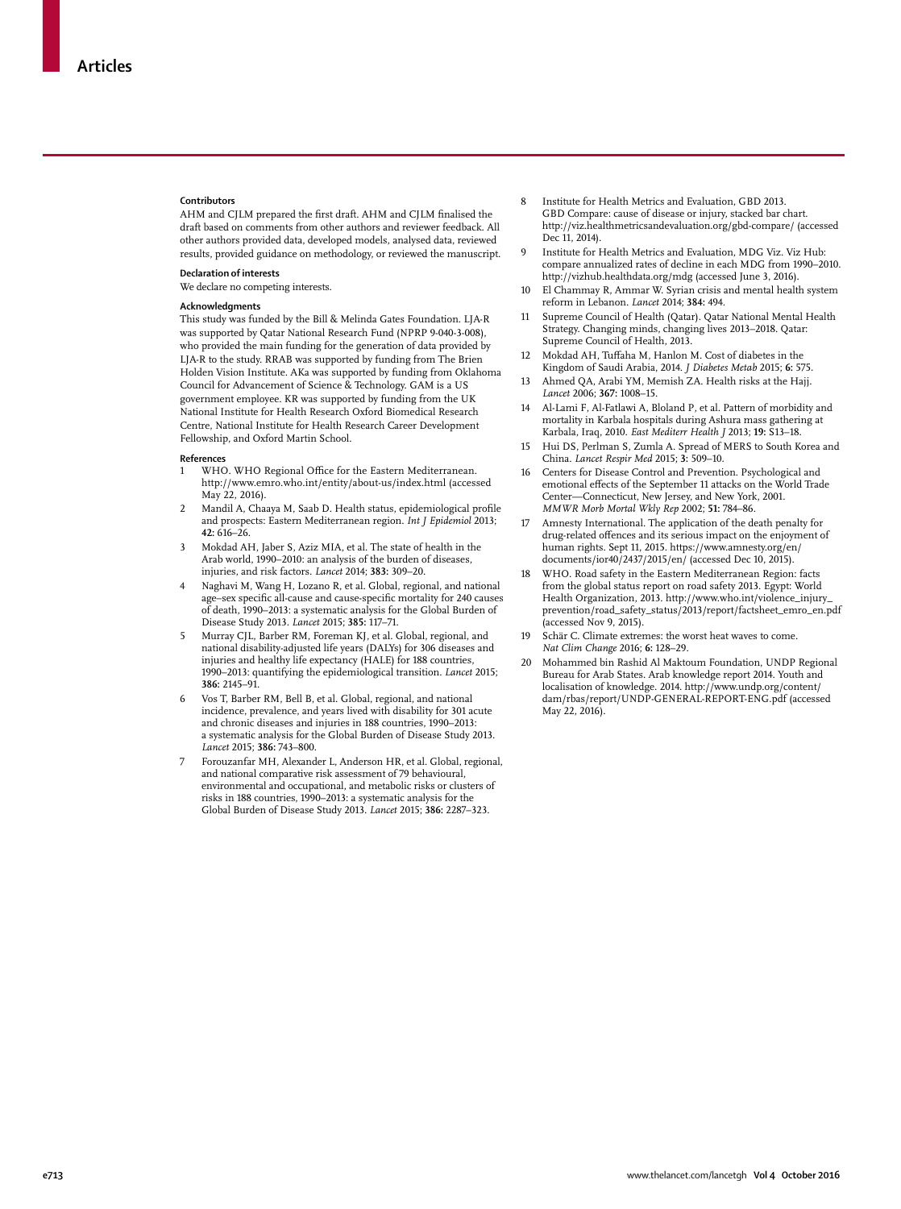#### Contributors

AHM and CJLM prepared the first draft. AHM and CJLM finalised the draft based on comments from other authors and reviewer feedback. All other authors provided data, developed models, analysed data, reviewed results, provided guidance on methodology, or reviewed the manuscript.

#### Declaration of interests

We declare no competing interests.

#### Acknowledgments

This study was funded by the Bill & Melinda Gates Foundation. LJA-R was supported by Qatar National Research Fund (NPRP 9-040-3-008), who provided the main funding for the generation of data provided by LJA-R to the study. RRAB was supported by funding from The Brien Holden Vision Institute. AKa was supported by funding from Oklahoma Council for Advancement of Science & Technology. GAM is a US government employee. KR was supported by funding from the UK National Institute for Health Research Oxford Biomedical Research Centre, National Institute for Health Research Career Development Fellowship, and Oxford Martin School.

#### References

1. WHO. WHO Regional Office for the Eastern Mediterranean. http://www.emro.who.int/entity/about-us/index.html (accessed May 22, 2016).
2. Mandil A, Chaaya M, Saab D. Health status, epidemiological profile and prospects: Eastern Mediterranean region. *Int J Epidemiol* 2013; **42:** 616–26.
3. Mokdad AH, Jaber S, Aziz MIA, et al. The state of health in the Arab world, 1990–2010: an analysis of the burden of diseases, injuries, and risk factors. *Lancet* 2014; **383:** 309–20.
4. Naghavi M, Wang H, Lozano R, et al. Global, regional, and national age–sex specific all-cause and cause-specific mortality for 240 causes of death, 1990–2013: a systematic analysis for the Global Burden of Disease Study 2013. *Lancet* 2015; **385:** 117–71.
5. Murray CJL, Barber RM, Foreman KJ, et al. Global, regional, and national disability-adjusted life years (DALYs) for 306 diseases and injuries and healthy life expectancy (HALE) for 188 countries, 1990–2013: quantifying the epidemiological transition. *Lancet* 2015; **386:** 2145–91.
6. Vos T, Barber RM, Bell B, et al. Global, regional, and national incidence, prevalence, and years lived with disability for 301 acute and chronic diseases and injuries in 188 countries, 1990–2013: a systematic analysis for the Global Burden of Disease Study 2013. *Lancet* 2015; **386:** 743–800.
7. Forouzanfar MH, Alexander L, Anderson HR, et al. Global, regional, and national comparative risk assessment of 79 behavioural, environmental and occupational, and metabolic risks or clusters of risks in 188 countries, 1990–2013: a systematic analysis for the Global Burden of Disease Study 2013. *Lancet* 2015; **386:** 2287–323.
8. Institute for Health Metrics and Evaluation, GBD 2013. GBD Compare: cause of disease or injury, stacked bar chart. http://viz.healthmetricsandevaluation.org/gbd-compare/ (accessed Dec 11, 2014).
9. Institute for Health Metrics and Evaluation, MDG Viz. Viz Hub: compare annualized rates of decline in each MDG from 1990–2010. http://vizhub.healthdata.org/mdg (accessed June 3, 2016).
10. El Chammay R, Ammar W. Syrian crisis and mental health system reform in Lebanon. *Lancet* 2014; **384:** 494.
11. Supreme Council of Health (Qatar). Qatar National Mental Health Strategy. Changing minds, changing lives 2013–2018. Qatar: Supreme Council of Health, 2013.
12. Mokdad AH, Tuffaha M, Hanlon M. Cost of diabetes in the Kingdom of Saudi Arabia, 2014. *J Diabetes Metab* 2015; **6:** 575.
13. Ahmed QA, Arabi YM, Memish ZA. Health risks at the Hajj. *Lancet* 2006; **367:** 1008–15.
14. Al-Lami F, Al-Fatlawi A, Bloland P, et al. Pattern of morbidity and mortality in Karbala hospitals during Ashura mass gathering at Karbala, Iraq, 2010. *East Mediterr Health J* 2013; **19:** S13–18.
15. Hui DS, Perlman S, Zumla A. Spread of MERS to South Korea and China. *Lancet Respir Med* 2015; **3:** 509–10.
16. Centers for Disease Control and Prevention. Psychological and emotional effects of the September 11 attacks on the World Trade Center—Connecticut, New Jersey, and New York, 2001. *MMWR Morb Mortal Wkly Rep* 2002; **51:** 784–86.
17. Amnesty International. The application of the death penalty for drug-related offences and its serious impact on the enjoyment of human rights. Sept 11, 2015. https://www.amnesty.org/en/documents/ior40/2437/2015/en/ (accessed Dec 10, 2015).
18. WHO. Road safety in the Eastern Mediterranean Region: facts from the global status report on road safety 2013. Egypt: World Health Organization, 2013. http://www.who.int/violence_injury_prevention/road_safety_status/2013/report/factsheet_emro_en.pdf (accessed Nov 9, 2015).
19. Schär C. Climate extremes: the worst heat waves to come. *Nat Clim Change* 2016; **6:** 128–29.
20. Mohammed bin Rashid Al Maktoum Foundation, UNDP Regional Bureau for Arab States. Arab knowledge report 2014. Youth and localisation of knowledge. 2014. http://www.undp.org/content/dam/rbas/report/UNDP-GENERAL-REPORT-ENG.pdf (accessed May 22, 2016).